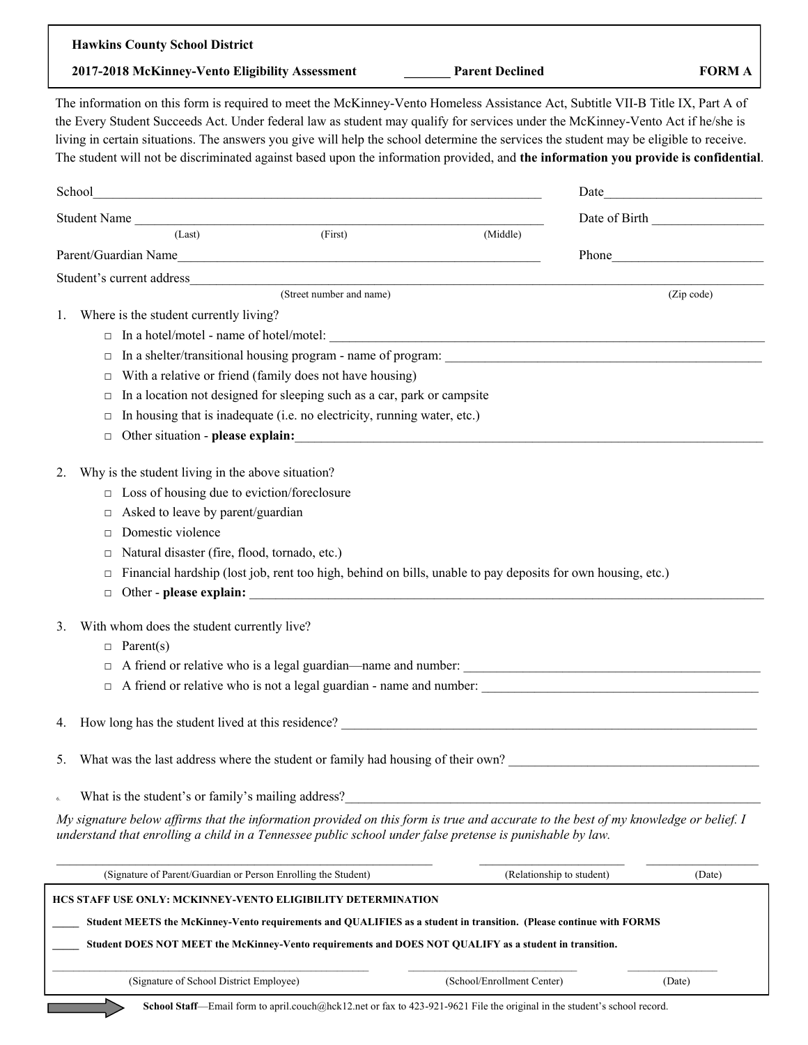**Hawkins County School District**

**2017-2018 McKinney-Vento Eligibility Assessment** _______ **Parent Declined** **FORM A**

The information on this form is required to meet the McKinney-Vento Homeless Assistance Act, Subtitle VII-B Title IX, Part A of the Every Student Succeeds Act. Under federal law as student may qualify for services under the McKinney-Vento Act if he/she is living in certain situations. The answers you give will help the school determine the services the student may be eligible to receive. The student will not be discriminated against based upon the information provided, and **the information you provide is confidential**.

School_____________________________________________ Date________________________

Student Name ____________________________________________ Date of Birth _________________
(Last) (First) (Middle)

Parent/Guardian Name________________________________________ Phone_______________________

Student's current address______________________________________________________________
(Street number and name) (Zip code)

1. Where is the student currently living?
   - □ In a hotel/motel - name of hotel/motel: ________________________________________
   - □ In a shelter/transitional housing program - name of program: ________________________
   - □ With a relative or friend (family does not have housing)
   - □ In a location not designed for sleeping such as a car, park or campsite
   - □ In housing that is inadequate (i.e. no electricity, running water, etc.)
   - □ Other situation - **please explain:**_______________________________________________

2. Why is the student living in the above situation?
   - □ Loss of housing due to eviction/foreclosure
   - □ Asked to leave by parent/guardian
   - □ Domestic violence
   - □ Natural disaster (fire, flood, tornado, etc.)
   - □ Financial hardship (lost job, rent too high, behind on bills, unable to pay deposits for own housing, etc.)
   - □ Other - **please explain:** ____________________________________________________

3. With whom does the student currently live?
   - □ Parent(s)
   - □ A friend or relative who is a legal guardian—name and number: ___________________________
   - □ A friend or relative who is not a legal guardian - name and number: _________________________

4. How long has the student lived at this residence? _______________________________________

5. What was the last address where the student or family had housing of their own? ______________________

6. What is the student's or family's mailing address?________________________________________

*My signature below affirms that the information provided on this form is true and accurate to the best of my knowledge or belief. I understand that enrolling a child in a Tennessee public school under false pretense is punishable by law.*

______________________________________ ____________________ ______________
(Signature of Parent/Guardian or Person Enrolling the Student) (Relationship to student) (Date)

**HCS STAFF USE ONLY: MCKINNEY-VENTO ELIGIBILITY DETERMINATION**

**_____ Student MEETS the McKinney-Vento requirements and QUALIFIES as a student in transition. (Please continue with FORMS**

**_____ Student DOES NOT MEET the McKinney-Vento requirements and DOES NOT QUALIFY as a student in transition.**

______________________________________ ____________________ ______________
(Signature of School District Employee) (School/Enrollment Center) (Date)

**School Staff**—Email form to april.couch@hck12.net or fax to 423-921-9621 File the original in the student's school record.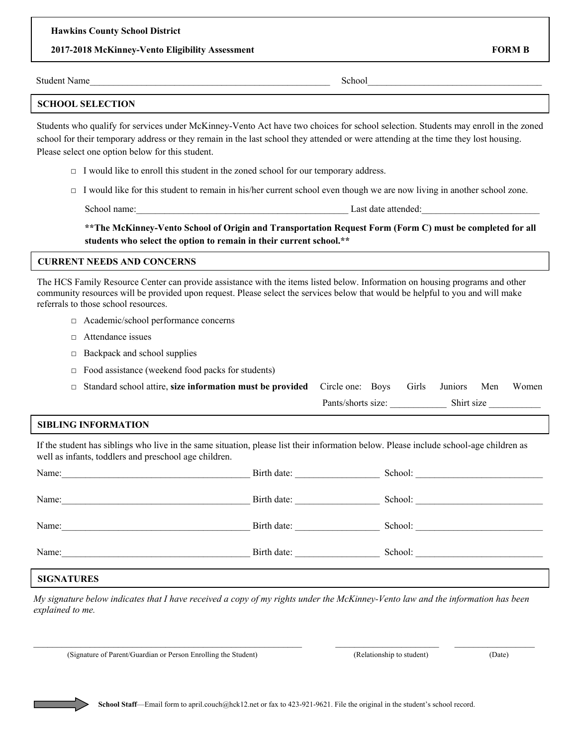**Hawkins County School District**

**2017-2018 McKinney-Vento Eligibility Assessment** **FORM B**

Student Name____________________________________________________ School______________________________________

## SCHOOL SELECTION

Students who qualify for services under McKinney-Vento Act have two choices for school selection. Students may enroll in the zoned school for their temporary address or they remain in the last school they attended or were attending at the time they lost housing. Please select one option below for this student.

- □ I would like to enroll this student in the zoned school for our temporary address.
- □ I would like for this student to remain in his/her current school even though we are now living in another school zone.

  School name:_____________________________________________ Last date attended:_________________________

  **\*\*The McKinney-Vento School of Origin and Transportation Request Form (Form C) must be completed for all students who select the option to remain in their current school.\*\***

## CURRENT NEEDS AND CONCERNS

The HCS Family Resource Center can provide assistance with the items listed below. Information on housing programs and other community resources will be provided upon request. Please select the services below that would be helpful to you and will make referrals to those school resources.

- □ Academic/school performance concerns
- □ Attendance issues
- □ Backpack and school supplies
- □ Food assistance (weekend food packs for students)
- □ Standard school attire, **size information must be provided** Circle one: Boys Girls Juniors Men Women

  Pants/shorts size: ____________ Shirt size ___________

## SIBLING INFORMATION

If the student has siblings who live in the same situation, please list their information below. Please include school-age children as well as infants, toddlers and preschool age children.

Name:_______________________________________ Birth date: _________________ School: ___________________________

Name:_______________________________________ Birth date: _________________ School: ___________________________

Name:_______________________________________ Birth date: _________________ School: ___________________________

Name:_______________________________________ Birth date: _________________ School: ___________________________

## SIGNATURES

*My signature below indicates that I have received a copy of my rights under the McKinney-Vento law and the information has been explained to me.*

_______________________________________________________ ________________________ __________________

(Signature of Parent/Guardian or Person Enrolling the Student) (Relationship to student) (Date)

**School Staff**—Email form to april.couch@hck12.net or fax to 423-921-9621. File the original in the student's school record.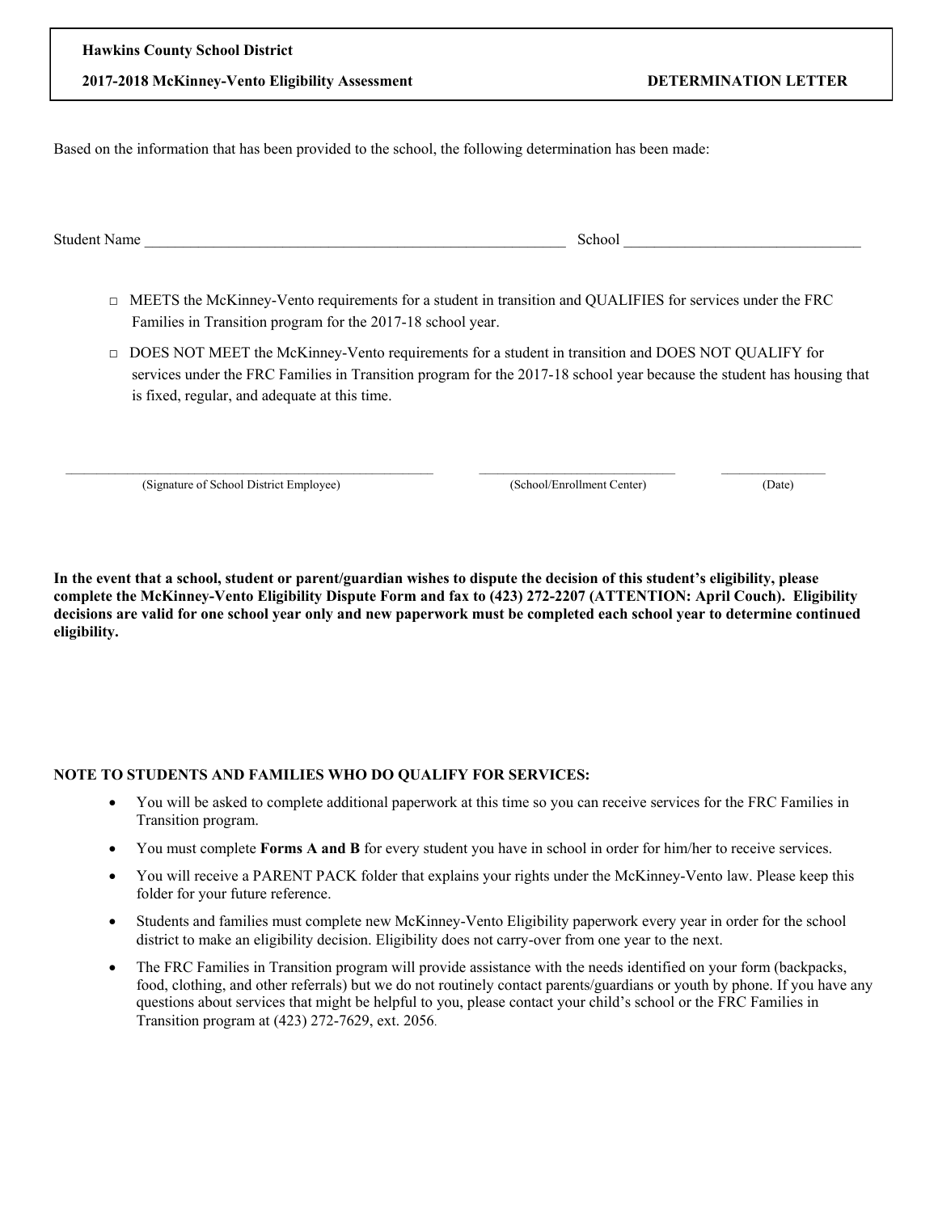**Hawkins County School District**

**2017-2018 McKinney-Vento Eligibility Assessment** **DETERMINATION LETTER**

Based on the information that has been provided to the school, the following determination has been made:

Student Name \_\_\_\_\_\_\_\_\_\_\_\_\_\_\_\_\_\_\_\_\_\_\_\_\_\_\_\_\_\_\_\_\_\_\_\_\_\_\_\_\_\_\_\_\_\_\_\_\_\_\_\_\_\_\_\_ School \_\_\_\_\_\_\_\_\_\_\_\_\_\_\_\_\_\_\_\_\_\_\_\_\_\_\_\_\_\_\_\_

□ MEETS the McKinney-Vento requirements for a student in transition and QUALIFIES for services under the FRC Families in Transition program for the 2017-18 school year.

□ DOES NOT MEET the McKinney-Vento requirements for a student in transition and DOES NOT QUALIFY for services under the FRC Families in Transition program for the 2017-18 school year because the student has housing that is fixed, regular, and adequate at this time.

\_\_\_\_\_\_\_\_\_\_\_\_\_\_\_\_\_\_\_\_\_\_\_\_\_\_\_\_\_\_\_\_\_\_\_\_\_\_\_\_\_\_\_\_ \_\_\_\_\_\_\_\_\_\_\_\_\_\_\_\_\_\_\_\_\_\_\_\_\_\_\_\_ \_\_\_\_\_\_\_\_\_\_\_\_\_\_\_
(Signature of School District Employee) (School/Enrollment Center) (Date)

**In the event that a school, student or parent/guardian wishes to dispute the decision of this student's eligibility, please complete the McKinney-Vento Eligibility Dispute Form and fax to (423) 272-2207 (ATTENTION: April Couch). Eligibility decisions are valid for one school year only and new paperwork must be completed each school year to determine continued eligibility.**

**NOTE TO STUDENTS AND FAMILIES WHO DO QUALIFY FOR SERVICES:**

- You will be asked to complete additional paperwork at this time so you can receive services for the FRC Families in Transition program.
- You must complete **Forms A and B** for every student you have in school in order for him/her to receive services.
- You will receive a PARENT PACK folder that explains your rights under the McKinney-Vento law. Please keep this folder for your future reference.
- Students and families must complete new McKinney-Vento Eligibility paperwork every year in order for the school district to make an eligibility decision. Eligibility does not carry-over from one year to the next.
- The FRC Families in Transition program will provide assistance with the needs identified on your form (backpacks, food, clothing, and other referrals) but we do not routinely contact parents/guardians or youth by phone. If you have any questions about services that might be helpful to you, please contact your child's school or the FRC Families in Transition program at (423) 272-7629, ext. 2056.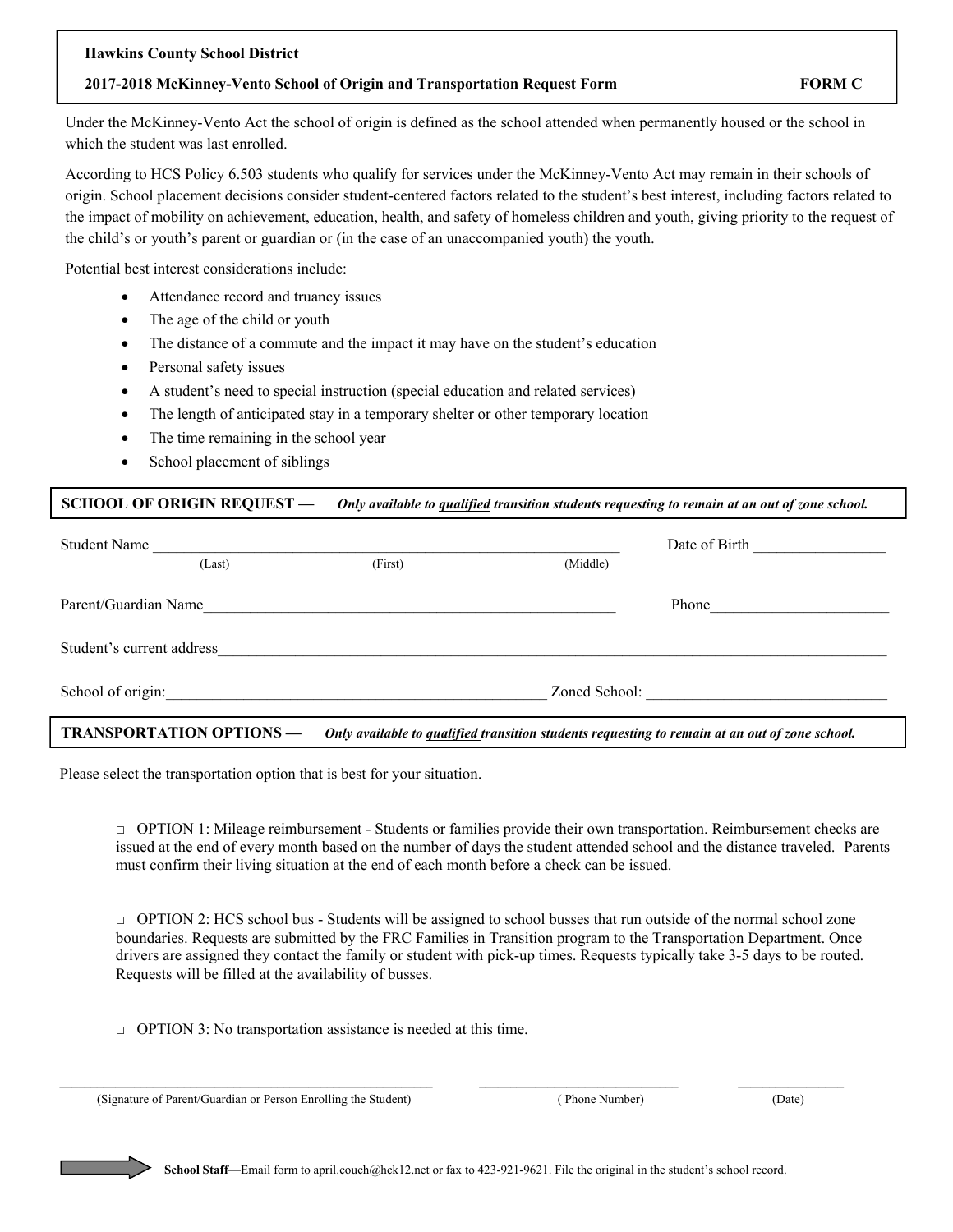**Hawkins County School District**

**2017-2018 McKinney-Vento School of Origin and Transportation Request Form** **FORM C**

Under the McKinney-Vento Act the school of origin is defined as the school attended when permanently housed or the school in which the student was last enrolled.

According to HCS Policy 6.503 students who qualify for services under the McKinney-Vento Act may remain in their schools of origin. School placement decisions consider student-centered factors related to the student's best interest, including factors related to the impact of mobility on achievement, education, health, and safety of homeless children and youth, giving priority to the request of the child's or youth's parent or guardian or (in the case of an unaccompanied youth) the youth.

Potential best interest considerations include:

- Attendance record and truancy issues
- The age of the child or youth
- The distance of a commute and the impact it may have on the student's education
- Personal safety issues
- A student's need to special instruction (special education and related services)
- The length of anticipated stay in a temporary shelter or other temporary location
- The time remaining in the school year
- School placement of siblings

**SCHOOL OF ORIGIN REQUEST —** ***Only available to qualified transition students requesting to remain at an out of zone school.***

Student Name ______________________________________________ Date of Birth _______________
(Last) (First) (Middle)

Parent/Guardian Name_____________________________________________ Phone______________________

Student's current address_____________________________________________________________________

School of origin:__________________________________________ Zoned School: ___________________________

**TRANSPORTATION OPTIONS —** ***Only available to qualified transition students requesting to remain at an out of zone school.***

Please select the transportation option that is best for your situation.

□ OPTION 1: Mileage reimbursement - Students or families provide their own transportation. Reimbursement checks are issued at the end of every month based on the number of days the student attended school and the distance traveled. Parents must confirm their living situation at the end of each month before a check can be issued.

□ OPTION 2: HCS school bus - Students will be assigned to school busses that run outside of the normal school zone boundaries. Requests are submitted by the FRC Families in Transition program to the Transportation Department. Once drivers are assigned they contact the family or student with pick-up times. Requests typically take 3-5 days to be routed. Requests will be filled at the availability of busses.

□ OPTION 3: No transportation assistance is needed at this time.

______________________________________________ ____________________________ ______________
(Signature of Parent/Guardian or Person Enrolling the Student) ( Phone Number) (Date)

**School Staff**—Email form to april.couch@hck12.net or fax to 423-921-9621. File the original in the student's school record.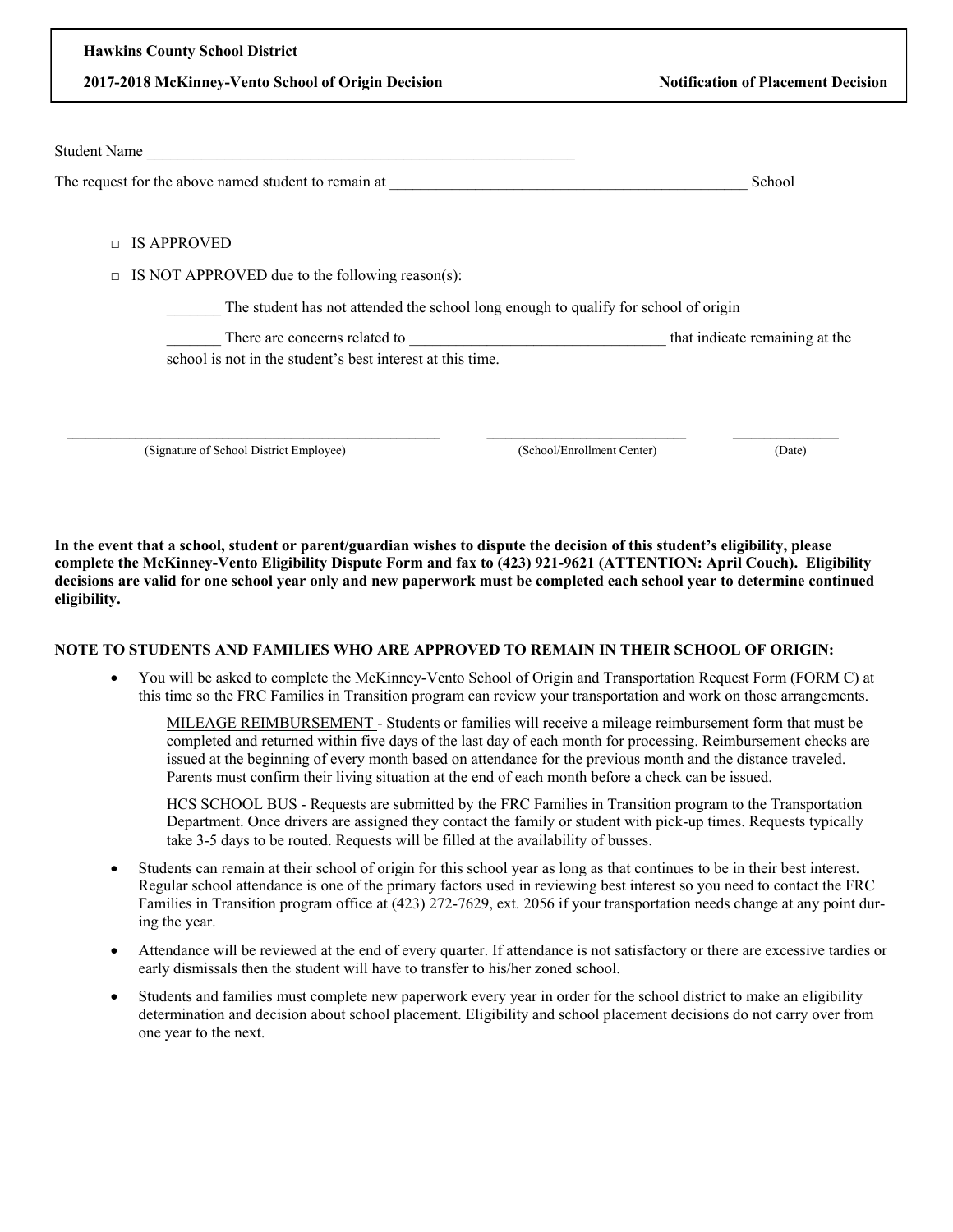**Hawkins County School District**

**2017-2018 McKinney-Vento School of Origin Decision** **Notification of Placement Decision**

Student Name \_\_\_\_\_\_\_\_\_\_\_\_\_\_\_\_\_\_\_\_\_\_\_\_\_\_\_\_\_\_\_\_\_\_\_\_\_\_\_\_\_\_\_\_\_\_\_\_\_\_\_\_\_\_\_\_

The request for the above named student to remain at \_\_\_\_\_\_\_\_\_\_\_\_\_\_\_\_\_\_\_\_\_\_\_\_\_\_\_\_\_\_\_\_\_\_\_\_\_\_\_\_\_\_\_\_\_\_\_ School

□ IS APPROVED

□ IS NOT APPROVED due to the following reason(s):

\_\_\_\_\_\_\_ The student has not attended the school long enough to qualify for school of origin

\_\_\_\_\_\_\_ There are concerns related to \_\_\_\_\_\_\_\_\_\_\_\_\_\_\_\_\_\_\_\_\_\_\_\_\_\_\_\_\_\_\_\_\_\_ that indicate remaining at the school is not in the student's best interest at this time.

\_\_\_\_\_\_\_\_\_\_\_\_\_\_\_\_\_\_\_\_\_\_\_\_\_\_\_\_\_\_\_\_\_\_\_\_\_\_\_\_\_\_ \_\_\_\_\_\_\_\_\_\_\_\_\_\_\_\_\_\_\_\_\_\_\_\_\_\_ \_\_\_\_\_\_\_\_\_\_\_\_\_\_

(Signature of School District Employee) (School/Enrollment Center) (Date)

**In the event that a school, student or parent/guardian wishes to dispute the decision of this student's eligibility, please complete the McKinney-Vento Eligibility Dispute Form and fax to (423) 921-9621 (ATTENTION: April Couch). Eligibility decisions are valid for one school year only and new paperwork must be completed each school year to determine continued eligibility.**

**NOTE TO STUDENTS AND FAMILIES WHO ARE APPROVED TO REMAIN IN THEIR SCHOOL OF ORIGIN:**

- You will be asked to complete the McKinney-Vento School of Origin and Transportation Request Form (FORM C) at this time so the FRC Families in Transition program can review your transportation and work on those arrangements.

  MILEAGE REIMBURSEMENT - Students or families will receive a mileage reimbursement form that must be completed and returned within five days of the last day of each month for processing. Reimbursement checks are issued at the beginning of every month based on attendance for the previous month and the distance traveled. Parents must confirm their living situation at the end of each month before a check can be issued.

  HCS SCHOOL BUS - Requests are submitted by the FRC Families in Transition program to the Transportation Department. Once drivers are assigned they contact the family or student with pick-up times. Requests typically take 3-5 days to be routed. Requests will be filled at the availability of busses.

- Students can remain at their school of origin for this school year as long as that continues to be in their best interest. Regular school attendance is one of the primary factors used in reviewing best interest so you need to contact the FRC Families in Transition program office at (423) 272-7629, ext. 2056 if your transportation needs change at any point during the year.
- Attendance will be reviewed at the end of every quarter. If attendance is not satisfactory or there are excessive tardies or early dismissals then the student will have to transfer to his/her zoned school.
- Students and families must complete new paperwork every year in order for the school district to make an eligibility determination and decision about school placement. Eligibility and school placement decisions do not carry over from one year to the next.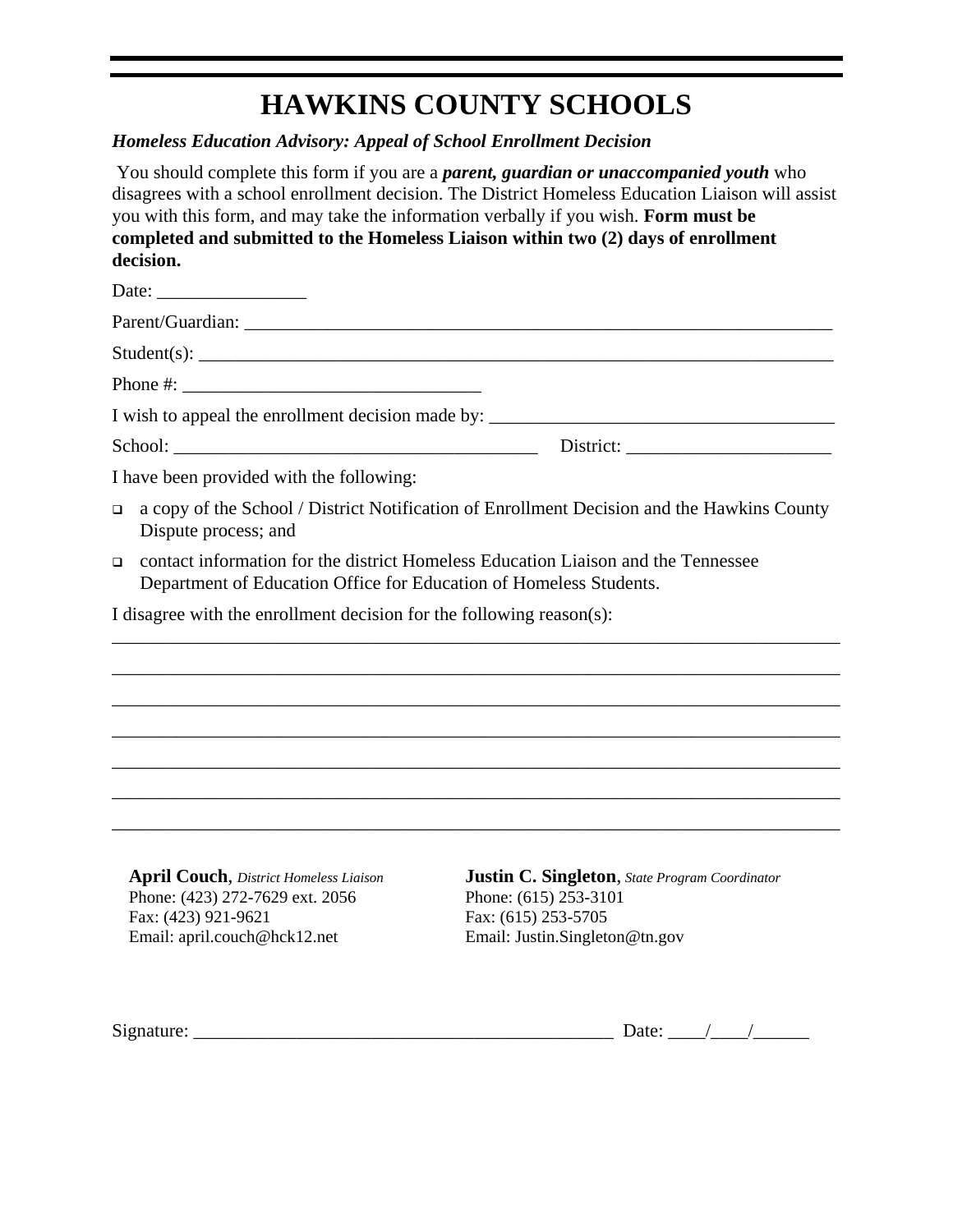# HAWKINS COUNTY SCHOOLS

***Homeless Education Advisory: Appeal of School Enrollment Decision***

You should complete this form if you are a ***parent, guardian or unaccompanied youth*** who disagrees with a school enrollment decision. The District Homeless Education Liaison will assist you with this form, and may take the information verbally if you wish. **Form must be completed and submitted to the Homeless Liaison within two (2) days of enrollment decision.**

Date: ________________

Parent/Guardian: ________________________________________________________________

Student(s): ______________________________________________________________________

Phone #: ________________________________

I wish to appeal the enrollment decision made by: _____________________________________

School: _______________________________________ District: ______________________

I have been provided with the following:

- a copy of the School / District Notification of Enrollment Decision and the Hawkins County Dispute process; and
- contact information for the district Homeless Education Liaison and the Tennessee Department of Education Office for Education of Homeless Students.

I disagree with the enrollment decision for the following reason(s):

______________________________________________________________________________

______________________________________________________________________________

______________________________________________________________________________

______________________________________________________________________________

______________________________________________________________________________

______________________________________________________________________________

______________________________________________________________________________

**April Couch**, *District Homeless Liaison*
Phone: (423) 272-7629 ext. 2056
Fax: (423) 921-9621
Email: april.couch@hck12.net

**Justin C. Singleton**, *State Program Coordinator*
Phone: (615) 253-3101
Fax: (615) 253-5705
Email: Justin.Singleton@tn.gov

Signature: ______________________________________________ Date: ____/____/______